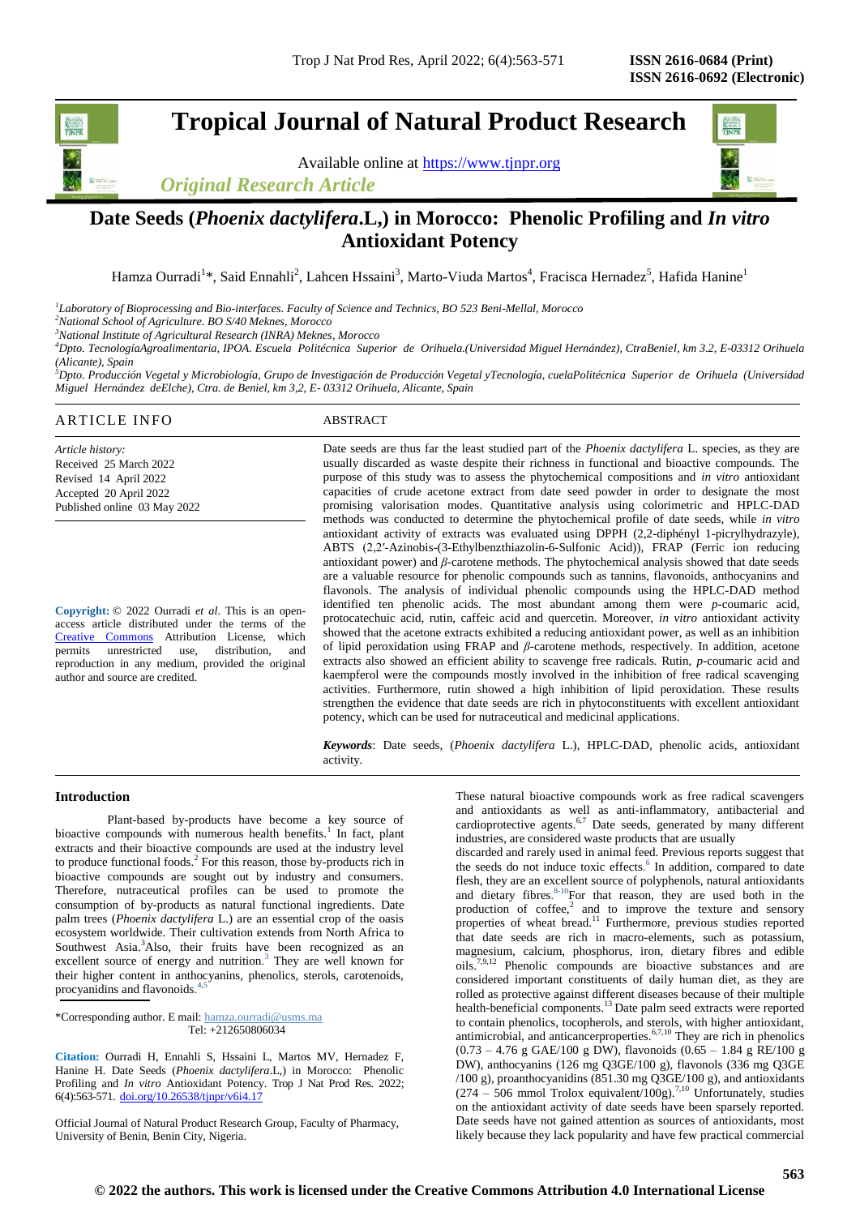# Tropical Journal of Natural Product Research

Available online at https://www.tjnpr.org

*Original Research Article*

## Date Seeds (*Phoenix dactylifera*.L,) in Morocco: Phenolic Profiling and *In vitro* Antioxidant Potency

Hamza Ourradi[1]*, Said Ennahli[2], Lahcen Hssaini[3], Marto-Viuda Martos[4], Fracisca Hernadez[5], Hafida Hanine[1]

[1] *Laboratory of Bioprocessing and Bio-interfaces. Faculty of Science and Technics, BO 523 Beni-Mellal, Morocco*
[2] *National School of Agriculture. BO S/40 Meknes, Morocco*
[3] *National Institute of Agricultural Research (INRA) Meknes, Morocco*
[4] *Dpto. TecnologíaAgroalimentaria, IPOA. Escuela Politécnica Superior de Orihuela.(Universidad Miguel Hernández), CtraBeniel, km 3.2, E-03312 Orihuela (Alicante), Spain*
[5] *Dpto. Producción Vegetal y Microbiología, Grupo de Investigación de Producción Vegetal yTecnología, cuelaPolitécnica Superior de Orihuela (Universidad Miguel Hernández deElche), Ctra. de Beniel, km 3,2, E- 03312 Orihuela, Alicante, Spain*

### ARTICLE INFO

*Article history:*
Received 25 March 2022
Revised 14 April 2022
Accepted 20 April 2022
Published online 03 May 2022

**Copyright:** © 2022 Ourradi *et al*. This is an open-access article distributed under the terms of the Creative Commons Attribution License, which permits unrestricted use, distribution, and reproduction in any medium, provided the original author and source are credited.

### ABSTRACT

Date seeds are thus far the least studied part of the *Phoenix dactylifera* L. species, as they are usually discarded as waste despite their richness in functional and bioactive compounds. The purpose of this study was to assess the phytochemical compositions and *in vitro* antioxidant capacities of crude acetone extract from date seed powder in order to designate the most promising valorisation modes. Quantitative analysis using colorimetric and HPLC-DAD methods was conducted to determine the phytochemical profile of date seeds, while *in vitro* antioxidant activity of extracts was evaluated using DPPH (2,2-diphényl 1-picrylhydrazyle), ABTS (2,2′-Azinobis-(3-Ethylbenzthiazolin-6-Sulfonic Acid)), FRAP (Ferric ion reducing antioxidant power) and *β*-carotene methods. The phytochemical analysis showed that date seeds are a valuable resource for phenolic compounds such as tannins, flavonoids, anthocyanins and flavonols. The analysis of individual phenolic compounds using the HPLC-DAD method identified ten phenolic acids. The most abundant among them were *p*-coumaric acid, protocatechuic acid, rutin, caffeic acid and quercetin. Moreover, *in vitro* antioxidant activity showed that the acetone extracts exhibited a reducing antioxidant power, as well as an inhibition of lipid peroxidation using FRAP and *β*-carotene methods, respectively. In addition, acetone extracts also showed an efficient ability to scavenge free radicals. Rutin, *p*-coumaric acid and kaempferol were the compounds mostly involved in the inhibition of free radical scavenging activities. Furthermore, rutin showed a high inhibition of lipid peroxidation. These results strengthen the evidence that date seeds are rich in phytoconstituents with excellent antioxidant potency, which can be used for nutraceutical and medicinal applications.

***Keywords***: Date seeds, (*Phoenix dactylifera* L.), HPLC-DAD, phenolic acids, antioxidant activity.

## Introduction

Plant-based by-products have become a key source of bioactive compounds with numerous health benefits.[1] In fact, plant extracts and their bioactive compounds are used at the industry level to produce functional foods.[2] For this reason, those by-products rich in bioactive compounds are sought out by industry and consumers. Therefore, nutraceutical profiles can be used to promote the consumption of by-products as natural functional ingredients. Date palm trees (*Phoenix dactylifera* L.) are an essential crop of the oasis ecosystem worldwide. Their cultivation extends from North Africa to Southwest Asia.[3] Also, their fruits have been recognized as an excellent source of energy and nutrition.[3] They are well known for their higher content in anthocyanins, phenolics, sterols, carotenoids, procyanidins and flavonoids.[4,5]

*Corresponding author. E mail: hamza.ourradi@usms.ma
Tel: +212650806034

**Citation:** Ourradi H, Ennahli S, Hssaini L, Martos MV, Hernadez F, Hanine H. Date Seeds (*Phoenix dactylifera*.L,) in Morocco: Phenolic Profiling and *In vitro* Antioxidant Potency. Trop J Nat Prod Res. 2022; 6(4):563-571. doi.org/10.26538/tjnpr/v6i4.17

Official Journal of Natural Product Research Group, Faculty of Pharmacy, University of Benin, Benin City, Nigeria.

These natural bioactive compounds work as free radical scavengers and antioxidants as well as anti-inflammatory, antibacterial and cardioprotective agents.[6,7] Date seeds, generated by many different industries, are considered waste products that are usually discarded and rarely used in animal feed. Previous reports suggest that the seeds do not induce toxic effects.[6] In addition, compared to date flesh, they are an excellent source of polyphenols, natural antioxidants and dietary fibres.[8-10] For that reason, they are used both in the production of coffee,[2] and to improve the texture and sensory properties of wheat bread.[11] Furthermore, previous studies reported that date seeds are rich in macro-elements, such as potassium, magnesium, calcium, phosphorus, iron, dietary fibres and edible oils.[7,9,12] Phenolic compounds are bioactive substances and are considered important constituents of daily human diet, as they are rolled as protective against different diseases because of their multiple health-beneficial components.[13] Date palm seed extracts were reported to contain phenolics, tocopherols, and sterols, with higher antioxidant, antimicrobial, and anticancerproperties.[6,7,10] They are rich in phenolics (0.73 – 4.76 g GAE/100 g DW), flavonoids (0.65 – 1.84 g RE/100 g DW), anthocyanins (126 mg Q3GE/100 g), flavonols (336 mg Q3GE /100 g), proanthocyanidins (851.30 mg Q3GE/100 g), and antioxidants (274 – 506 mmol Trolox equivalent/100g).[7,10] Unfortunately, studies on the antioxidant activity of date seeds have been sparsely reported. Date seeds have not gained attention as sources of antioxidants, most likely because they lack popularity and have few practical commercial

© 2022 the authors. This work is licensed under the Creative Commons Attribution 4.0 International License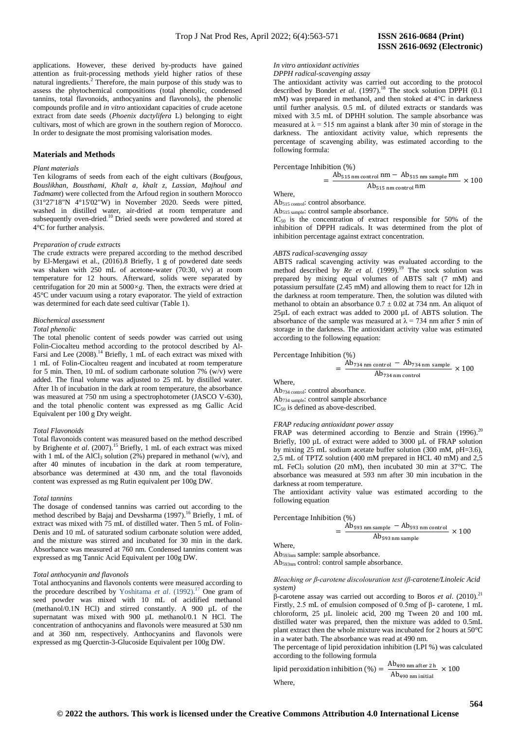applications. However, these derived by-products have gained attention as fruit-processing methods yield higher ratios of these natural ingredients.[2] Therefore, the main purpose of this study was to assess the phytochemical compositions (total phenolic, condensed tannins, total flavonoids, anthocyanins and flavonols), the phenolic compounds profile and *in vitro* antioxidant capacities of crude acetone extract from date seeds (*Phoenix dactylifera* L) belonging to eight cultivars, most of which are grown in the southern region of Morocco. In order to designate the most promising valorisation modes.

## Materials and Methods

*Plant materials*

Ten kilograms of seeds from each of the eight cultivars (*Boufgous, Bouslikhan, Bousthami, Khalt a, khalt z, Lassian, Majhoul and Tadmamt*) were collected from the Arfoud region in southern Morocco (31°27'18"N 4°15'02"W) in November 2020. Seeds were pitted, washed in distilled water, air-dried at room temperature and subsequently oven-dried.[10] Dried seeds were powdered and stored at 4°C for further analysis.

*Preparation of crude extracts*

The crude extracts were prepared according to the method described by El-Mergawi et al., (2016).8 Briefly, 1 g of powdered date seeds was shaken with 250 mL of acetone-water (70:30, v/v) at room temperature for 12 hours. Afterward, solids were separated by centrifugation for 20 min at 5000×*g*. Then, the extracts were dried at 45°C under vacuum using a rotary evaporator. The yield of extraction was determined for each date seed cultivar (Table 1).

*Biochemical assessment*

*Total phenolic*

The total phenolic content of seeds powder was carried out using Folin-Ciocalteu method according to the protocol described by Al-Farsi and Lee (2008).[14] Briefly, 1 mL of each extract was mixed with 1 mL of Folin-Ciocalteu reagent and incubated at room temperature for 5 min. Then, 10 mL of sodium carbonate solution 7% (w/v) were added. The final volume was adjusted to 25 mL by distilled water. After 1h of incubation in the dark at room temperature, the absorbance was measured at 750 nm using a spectrophotometer (JASCO V-630), and the total phenolic content was expressed as mg Gallic Acid Equivalent per 100 g Dry weight.

*Total Flavonoids*

Total flavonoids content was measured based on the method described by Brighente *et al*. (2007).[15] Briefly, 1 mL of each extract was mixed with 1 mL of the $AlCl_3$ solution (2%) prepared in methanol (w/v), and after 40 minutes of incubation in the dark at room temperature, absorbance was determined at 430 nm, and the total flavonoids content was expressed as mg Rutin equivalent per 100g DW.

*Total tannins*

The dosage of condensed tannins was carried out according to the method described by Bajaj and Devsharma (1997).[16] Briefly, 1 mL of extract was mixed with 75 mL of distilled water. Then 5 mL of Folin-Denis and 10 mL of saturated sodium carbonate solution were added, and the mixture was stirred and incubated for 30 min in the dark. Absorbance was measured at 760 nm. Condensed tannins content was expressed as mg Tannic Acid Equivalent per 100g DW.

*Total anthocyanin and flavonols*

Total anthocyanins and flavonols contents were measured according to the procedure described by Yoshitama *et al*. (1992).[17] One gram of seed powder was mixed with 10 mL of acidified methanol (methanol/0.1N HCl) and stirred constantly. A 900 µL of the supernatant was mixed with 900 µL methanol/0.1 N HCl. The concentration of anthocyanins and flavonols were measured at 530 nm and at 360 nm, respectively. Anthocyanins and flavonols were expressed as mg Quercetin-3-Glucoside Equivalent per 100g DW.

*In vitro antioxidant activities*

*DPPH radical-scavenging assay*

The antioxidant activity was carried out according to the protocol described by Bondet *et al*. (1997).[18] The stock solution DPPH (0.1 mM) was prepared in methanol, and then stoked at 4°C in darkness until further analysis. 0.5 mL of diluted extracts or standards was mixed with 3.5 mL of DPHH solution. The sample absorbance was measured at λ = 515 nm against a blank after 30 min of storage in the darkness. The antioxidant activity value, which represents the percentage of scavenging ability, was estimated according to the following formula:

$$\text{Percentage Inhibition (\%)} = \frac{\text{Ab}_{515\text{ nm control}}\text{ nm} - \text{Ab}_{515\text{ nm sample}}\text{ nm}}{\text{Ab}_{515\text{ nm control}}\text{ nm}} \times 100$$

Where,

$Ab_{515\ control}$: control absorbance.

$Ab_{515\ sample}$: control sample absorbance.

$IC_{50}$ is the concentration of extract responsible for 50% of the inhibition of DPPH radicals. It was determined from the plot of inhibition percentage against extract concentration.

*ABTS radical-scavenging assay*

ABTS radical scavenging activity was evaluated according to the method described by *Re et al*. (1999).[19] The stock solution was prepared by mixing equal volumes of ABTS salt (7 mM) and potassium persulfate (2.45 mM) and allowing them to react for 12h in the darkness at room temperature. Then, the solution was diluted with methanol to obtain an absorbance 0.7 ± 0.02 at 734 nm. An aliquot of 25µL of each extract was added to 2000 µL of ABTS solution. The absorbance of the sample was measured at λ = 734 nm after 5 min of storage in the darkness. The antioxidant activity value was estimated according to the following equation:

$$\text{Percentage Inhibition (\%)} = \frac{\text{Ab}_{734\text{ nm control}} - \text{Ab}_{734\text{ nm sample}}}{\text{Ab}_{734\text{ nm control}}} \times 100$$

Where,

$Ab_{734\ control}$: control absorbance.

$Ab_{734\ sample}$: control sample absorbance

$IC_{50}$ is defined as above-described.

*FRAP reducing antioxidant power assay*

FRAP was determined according to Benzie and Strain (1996).[20] Briefly, 100 µL of extract were added to 3000 µL of FRAP solution by mixing 25 mL sodium acetate buffer solution (300 mM, pH=3.6), 2,5 mL of TPTZ solution (400 mM prepared in HCL 40 mM) and 2,5 mL $FeCl_3$ solution (20 mM), then incubated 30 min at 37°C. The absorbance was measured at 593 nm after 30 min incubation in the darkness at room temperature.

The antioxidant activity value was estimated according to the following equation

$$\text{Percentage Inhibition (\%)} = \frac{\text{Ab}_{593\text{ nm sample}} - \text{Ab}_{593\text{ nm control}}}{\text{Ab}_{593\text{ nm sample}}} \times 100$$

Where,

$Ab_{593nm}$ sample: sample absorbance.

$Ab_{593nm}$ control: control sample absorbance.

*Bleaching or β-carotene discolouration test (β-carotene/Linoleic Acid system)*

β-carotene assay was carried out according to Boros *et al*. (2010).[21] Firstly, 2.5 mL of emulsion composed of 0.5mg of β- carotene, 1 mL chloroform, 25 µL linoleic acid, 200 mg Tween 20 and 100 mL distilled water was prepared, then the mixture was added to 0.5mL plant extract then the whole mixture was incubated for 2 hours at 50°C in a water bath. The absorbance was read at 490 nm.

The percentage of lipid peroxidation inhibition (LPI %) was calculated according to the following formula

$$\text{lipid peroxidation inhibition (\%)} = \frac{\text{Ab}_{490\text{ nm after 2 h}}}{\text{Ab}_{490\text{ nm initial}}} \times 100$$

Where,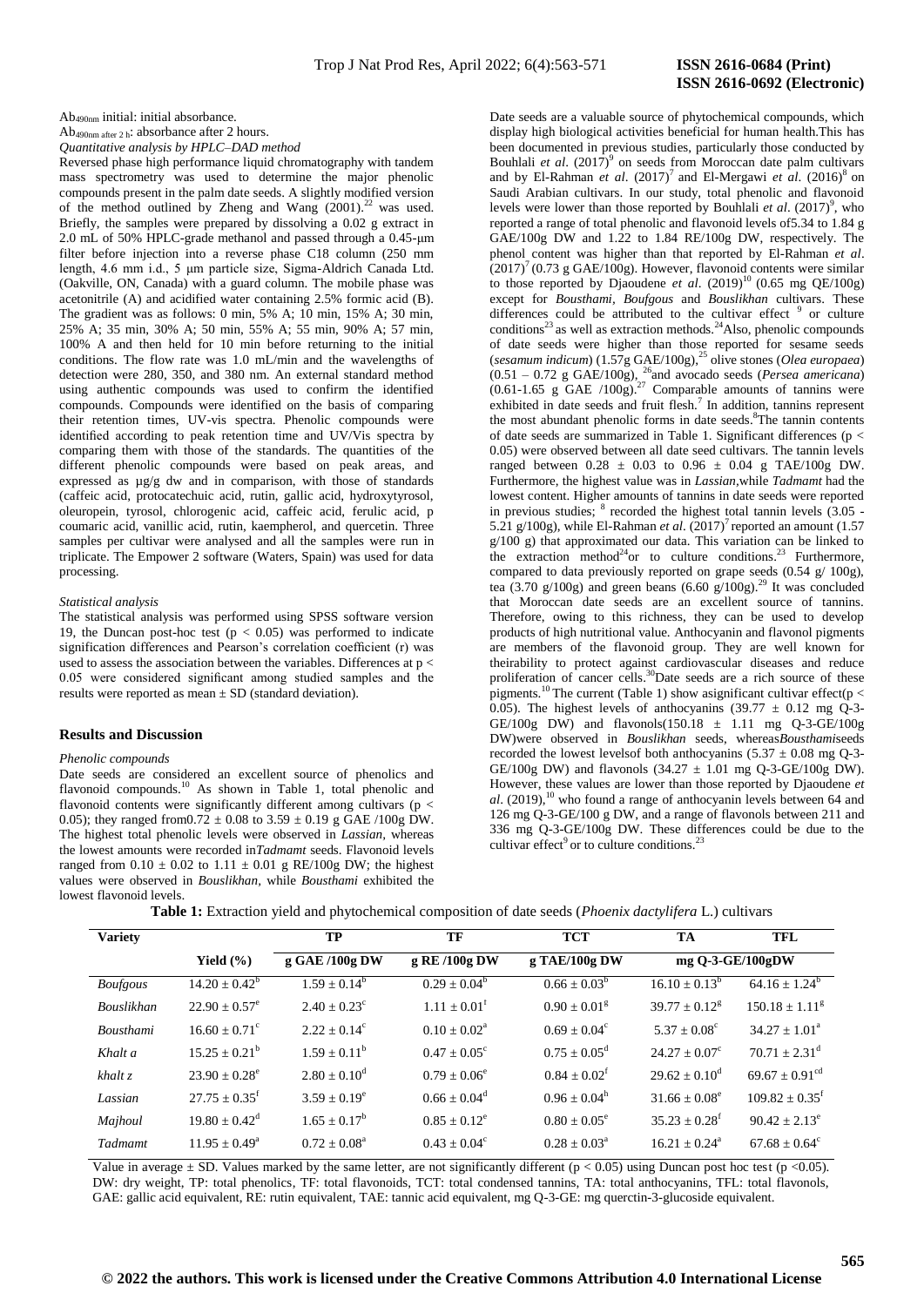$Ab_{490nm}$ initial: initial absorbance.

$Ab_{490nm\ after\ 2\ h}$: absorbance after 2 hours.

*Quantitative analysis by HPLC–DAD method*

Reversed phase high performance liquid chromatography with tandem mass spectrometry was used to determine the major phenolic compounds present in the palm date seeds. A slightly modified version of the method outlined by Zheng and Wang (2001).[22] was used. Briefly, the samples were prepared by dissolving a 0.02 g extract in 2.0 mL of 50% HPLC-grade methanol and passed through a 0.45-μm filter before injection into a reverse phase C18 column (250 mm length, 4.6 mm i.d., 5 μm particle size, Sigma-Aldrich Canada Ltd. (Oakville, ON, Canada) with a guard column. The mobile phase was acetonitrile (A) and acidified water containing 2.5% formic acid (B). The gradient was as follows: 0 min, 5% A; 10 min, 15% A; 30 min, 25% A; 35 min, 30% A; 50 min, 55% A; 55 min, 90% A; 57 min, 100% A and then held for 10 min before returning to the initial conditions. The flow rate was 1.0 mL/min and the wavelengths of detection were 280, 350, and 380 nm. An external standard method using authentic compounds was used to confirm the identified compounds. Compounds were identified on the basis of comparing their retention times, UV-vis spectra. Phenolic compounds were identified according to peak retention time and UV/Vis spectra by comparing them with those of the standards. The quantities of the different phenolic compounds were based on peak areas, and expressed as µg/g dw and in comparison, with those of standards (caffeic acid, protocatechuic acid, rutin, gallic acid, hydroxytyrosol, oleuropein, tyrosol, chlorogenic acid, caffeic acid, ferulic acid, p coumaric acid, vanillic acid, rutin, kaempherol, and quercetin. Three samples per cultivar were analysed and all the samples were run in triplicate. The Empower 2 software (Waters, Spain) was used for data processing.

*Statistical analysis*

The statistical analysis was performed using SPSS software version 19, the Duncan post-hoc test ($p < 0.05$) was performed to indicate signification differences and Pearson's correlation coefficient (r) was used to assess the association between the variables. Differences at $p < 0.05$ were considered significant among studied samples and the results were reported as mean ± SD (standard deviation).

## Results and Discussion

*Phenolic compounds*

Date seeds are considered an excellent source of phenolics and flavonoid compounds.[10] As shown in Table 1, total phenolic and flavonoid contents were significantly different among cultivars ($p < 0.05$); they ranged from0.72 ± 0.08 to 3.59 ± 0.19 g GAE /100g DW. The highest total phenolic levels were observed in *Lassian,* whereas the lowest amounts were recorded in*Tadmamt* seeds. Flavonoid levels ranged from 0.10 ± 0.02 to 1.11 ± 0.01 g RE/100g DW; the highest values were observed in *Bouslikhan,* while *Bousthami* exhibited the lowest flavonoid levels.

Date seeds are a valuable source of phytochemical compounds, which display high biological activities beneficial for human health.This has been documented in previous studies, particularly those conducted by Bouhlali *et al*. (2017)[9] on seeds from Moroccan date palm cultivars and by El-Rahman *et al*. (2017)[7] and El-Mergawi *et al*. (2016)[8] on Saudi Arabian cultivars. In our study, total phenolic and flavonoid levels were lower than those reported by Bouhlali *et al*. (2017)[9], who reported a range of total phenolic and flavonoid levels of5.34 to 1.84 g GAE/100g DW and 1.22 to 1.84 RE/100g DW, respectively. The phenol content was higher than that reported by El-Rahman *et al*. (2017)[7] (0.73 g GAE/100g). However, flavonoid contents were similar to those reported by Djaoudene *et al*. (2019)[10] (0.65 mg QE/100g) except for *Bousthami, Boufgous* and *Bouslikhan* cultivars. These differences could be attributed to the cultivar effect [9] or culture conditions[23] as well as extraction methods.[24]Also, phenolic compounds of date seeds were higher than those reported for sesame seeds (*sesamum indicum*) (1.57g GAE/100g),[25] olive stones (*Olea europaea*) (0.51 – 0.72 g GAE/100g), [26]and avocado seeds (*Persea americana*) (0.61-1.65 g GAE /100g).[27] Comparable amounts of tannins were exhibited in date seeds and fruit flesh.[7] In addition, tannins represent the most abundant phenolic forms in date seeds.[8]The tannin contents of date seeds are summarized in Table 1. Significant differences ($p < 0.05$) were observed between all date seed cultivars. The tannin levels ranged between 0.28 ± 0.03 to 0.96 ± 0.04 g TAE/100g DW. Furthermore, the highest value was in *Lassian,*while *Tadmamt* had the lowest content. Higher amounts of tannins in date seeds were reported in previous studies; [8] recorded the highest total tannin levels (3.05 - 5.21 g/100g), while El-Rahman *et al*. (2017)[7] reported an amount (1.57 g/100 g) that approximated our data. This variation can be linked to the extraction method[24]or to culture conditions.[23] Furthermore, compared to data previously reported on grape seeds (0.54 g/ 100g), tea (3.70 g/100g) and green beans (6.60 g/100g).[29] It was concluded that Moroccan date seeds are an excellent source of tannins. Therefore, owing to this richness, they can be used to develop products of high nutritional value. Anthocyanin and flavonol pigments are members of the flavonoid group. They are well known for theirability to protect against cardiovascular diseases and reduce proliferation of cancer cells.[30]Date seeds are a rich source of these pigments.[10] The current (Table 1) show asignificant cultivar effect($p < 0.05$). The highest levels of anthocyanins (39.77 ± 0.12 mg Q-3-GE/100g DW) and flavonols(150.18 ± 1.11 mg Q-3-GE/100g DW)were observed in *Bouslikhan* seeds, whereas*Bousthami*seeds recorded the lowest levelsof both anthocyanins (5.37 ± 0.08 mg Q-3-GE/100g DW) and flavonols (34.27 ± 1.01 mg Q-3-GE/100g DW). However, these values are lower than those reported by Djaoudene *et al*. (2019),[10] who found a range of anthocyanin levels between 64 and 126 mg Q-3-GE/100 g DW, and a range of flavonols between 211 and 336 mg Q-3-GE/100g DW. These differences could be due to the cultivar effect[9] or to culture conditions.[23]

**Table 1:** Extraction yield and phytochemical composition of date seeds (*Phoenix dactylifera* L.) cultivars

| Variety | | TP | TF | TCT | TA | TFL |
|---|---|---|---|---|---|---|
| | Yield (%) | g GAE /100g DW | g RE /100g DW | g TAE/100g DW | mg Q-3-GE/100gDW | |
| *Boufgous* | 14.20 ± 0.42[b] | 1.59 ± 0.14[b] | 0.29 ± 0.04[b] | 0.66 ± 0.03[b] | 16.10 ± 0.13[b] | 64.16 ± 1.24[b] |
| *Bouslikhan* | 22.90 ± 0.57[e] | 2.40 ± 0.23[c] | 1.11 ± 0.01[f] | 0.90 ± 0.01[g] | 39.77 ± 0.12[g] | 150.18 ± 1.11[g] |
| *Bousthami* | 16.60 ± 0.71[c] | 2.22 ± 0.14[c] | 0.10 ± 0.02[a] | 0.69 ± 0.04[c] | 5.37 ± 0.08[c] | 34.27 ± 1.01[a] |
| *Khalt a* | 15.25 ± 0.21[b] | 1.59 ± 0.11[b] | 0.47 ± 0.05[c] | 0.75 ± 0.05[d] | 24.27 ± 0.07[c] | 70.71 ± 2.31[d] |
| *khalt z* | 23.90 ± 0.28[e] | 2.80 ± 0.10[d] | 0.79 ± 0.06[e] | 0.84 ± 0.02[f] | 29.62 ± 0.10[d] | 69.67 ± 0.91[cd] |
| *Lassian* | 27.75 ± 0.35[f] | 3.59 ± 0.19[e] | 0.66 ± 0.04[d] | 0.96 ± 0.04[h] | 31.66 ± 0.08[e] | 109.82 ± 0.35[f] |
| *Majhoul* | 19.80 ± 0.42[d] | 1.65 ± 0.17[b] | 0.85 ± 0.12[e] | 0.80 ± 0.05[e] | 35.23 ± 0.28[f] | 90.42 ± 2.13[e] |
| *Tadmamt* | 11.95 ± 0.49[a] | 0.72 ± 0.08[a] | 0.43 ± 0.04[c] | 0.28 ± 0.03[a] | 16.21 ± 0.24[a] | 67.68 ± 0.64[c] |

Value in average ± SD. Values marked by the same letter, are not significantly different ($p < 0.05$) using Duncan post hoc test ($p < 0.05$). DW: dry weight, TP: total phenolics, TF: total flavonoids, TCT: total condensed tannins, TA: total anthocyanins, TFL: total flavonols, GAE: gallic acid equivalent, RE: rutin equivalent, TAE: tannic acid equivalent, mg Q-3-GE: mg querctin-3-glucoside equivalent.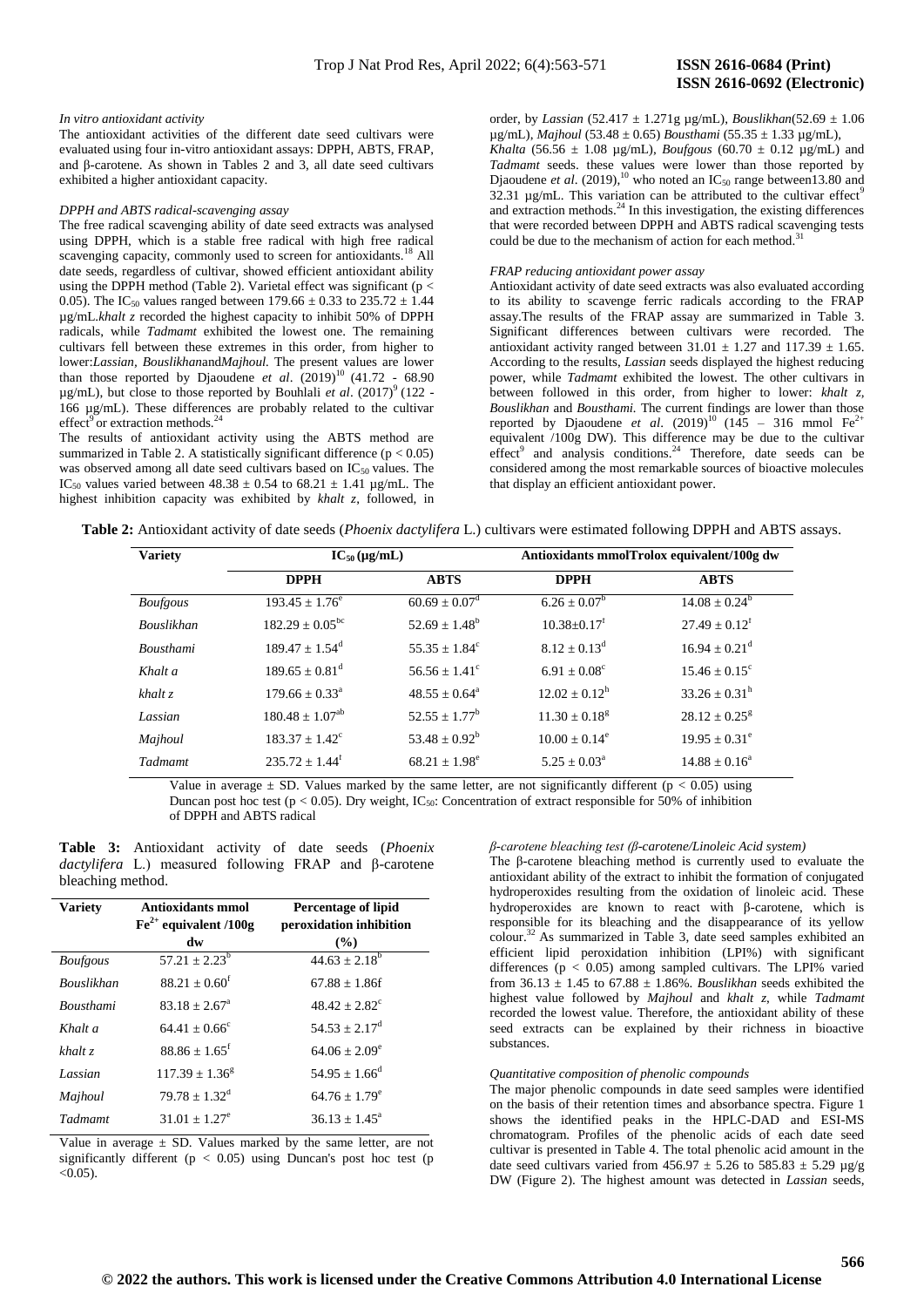*In vitro antioxidant activity*

The antioxidant activities of the different date seed cultivars were evaluated using four in-vitro antioxidant assays: DPPH, ABTS, FRAP, and β-carotene. As shown in Tables 2 and 3, all date seed cultivars exhibited a higher antioxidant capacity.

*DPPH and ABTS radical-scavenging assay*

The free radical scavenging ability of date seed extracts was analysed using DPPH, which is a stable free radical with high free radical scavenging capacity, commonly used to screen for antioxidants.[18] All date seeds, regardless of cultivar, showed efficient antioxidant ability using the DPPH method (Table 2). Varietal effect was significant ($p < 0.05$). The $IC_{50}$ values ranged between 179.66 ± 0.33 to 235.72 ± 1.44 µg/mL.*khalt z* recorded the highest capacity to inhibit 50% of DPPH radicals, while *Tadmamt* exhibited the lowest one. The remaining cultivars fell between these extremes in this order, from higher to lower:*Lassian*, *Bouslikhan*and*Majhoul*. The present values are lower than those reported by Djaoudene *et al*. (2019)[10] (41.72 - 68.90 µg/mL), but close to those reported by Bouhlali *et al*. (2017)[9] (122 - 166 µg/mL). These differences are probably related to the cultivar effect[9] or extraction methods.[24]

The results of antioxidant activity using the ABTS method are summarized in Table 2. A statistically significant difference ($p < 0.05$) was observed among all date seed cultivars based on $IC_{50}$ values. The $IC_{50}$ values varied between 48.38 ± 0.54 to 68.21 ± 1.41 µg/mL. The highest inhibition capacity was exhibited by *khalt z*, followed, in order, by *Lassian* (52.417 ± 1.271g µg/mL), *Bouslikhan*(52.69 ± 1.06 µg/mL), *Majhoul* (53.48 ± 0.65) *Bousthami* (55.35 ± 1.33 µg/mL), *Khalta* (56.56 ± 1.08 µg/mL), *Boufgous* (60.70 ± 0.12 µg/mL) and *Tadmamt* seeds. these values were lower than those reported by Djaoudene *et al*. (2019),[10] who noted an $IC_{50}$ range between13.80 and 32.31 µg/mL. This variation can be attributed to the cultivar effect[9] and extraction methods.[24] In this investigation, the existing differences that were recorded between DPPH and ABTS radical scavenging tests could be due to the mechanism of action for each method.[31]

*FRAP reducing antioxidant power assay*

Antioxidant activity of date seed extracts was also evaluated according to its ability to scavenge ferric radicals according to the FRAP assay.The results of the FRAP assay are summarized in Table 3. Significant differences between cultivars were recorded. The antioxidant activity ranged between 31.01 ± 1.27 and 117.39 ± 1.65. According to the results, *Lassian* seeds displayed the highest reducing power, while *Tadmamt* exhibited the lowest. The other cultivars in between followed in this order, from higher to lower: *khalt z*, *Bouslikhan* and *Bousthami*. The current findings are lower than those reported by Djaoudene *et al*. (2019)[10] (145 – 316 mmol $Fe^{2+}$ equivalent /100g DW). This difference may be due to the cultivar effect[9] and analysis conditions.[24] Therefore, date seeds can be considered among the most remarkable sources of bioactive molecules that display an efficient antioxidant power.

**Table 2:** Antioxidant activity of date seeds (*Phoenix dactylifera* L.) cultivars were estimated following DPPH and ABTS assays.

| Variety | $IC_{50}$ (µg/mL) | | Antioxidants mmolTrolox equivalent/100g dw | |
|---|---|---|---|---|
| | DPPH | ABTS | DPPH | ABTS |
| *Boufgous* | 193.45 ± 1.76[e] | 60.69 ± 0.07[d] | 6.26 ± 0.07[b] | 14.08 ± 0.24[b] |
| *Bouslikhan* | 182.29 ± 0.05[bc] | 52.69 ± 1.48[b] | 10.38±0.17[f] | 27.49 ± 0.12[f] |
| *Bousthami* | 189.47 ± 1.54[d] | 55.35 ± 1.84[c] | 8.12 ± 0.13[d] | 16.94 ± 0.21[d] |
| *Khalt a* | 189.65 ± 0.81[d] | 56.56 ± 1.41[c] | 6.91 ± 0.08[c] | 15.46 ± 0.15[c] |
| *khalt z* | 179.66 ± 0.33[a] | 48.55 ± 0.64[a] | 12.02 ± 0.12[h] | 33.26 ± 0.31[h] |
| *Lassian* | 180.48 ± 1.07[ab] | 52.55 ± 1.77[b] | 11.30 ± 0.18[g] | 28.12 ± 0.25[g] |
| *Majhoul* | 183.37 ± 1.42[c] | 53.48 ± 0.92[b] | 10.00 ± 0.14[e] | 19.95 ± 0.31[e] |
| *Tadmamt* | 235.72 ± 1.44[f] | 68.21 ± 1.98[e] | 5.25 ± 0.03[a] | 14.88 ± 0.16[a] |

Value in average ± SD. Values marked by the same letter, are not significantly different ($p < 0.05$) using Duncan post hoc test ($p < 0.05$). Dry weight, $IC_{50}$: Concentration of extract responsible for 50% of inhibition of DPPH and ABTS radical

**Table 3:** Antioxidant activity of date seeds (*Phoenix dactylifera* L.) measured following FRAP and β-carotene bleaching method.

| Variety | Antioxidants mmol $Fe^{2+}$ equivalent /100g dw | Percentage of lipid peroxidation inhibition (%) |
|---|---|---|
| *Boufgous* | 57.21 ± 2.23[b] | 44.63 ± 2.18[b] |
| *Bouslikhan* | 88.21 ± 0.60[f] | 67.88 ± 1.86f |
| *Bousthami* | 83.18 ± 2.67[a] | 48.42 ± 2.82[c] |
| *Khalt a* | 64.41 ± 0.66[c] | 54.53 ± 2.17[d] |
| *khalt z* | 88.86 ± 1.65[f] | 64.06 ± 2.09[e] |
| *Lassian* | 117.39 ± 1.36[g] | 54.95 ± 1.66[d] |
| *Majhoul* | 79.78 ± 1.32[d] | 64.76 ± 1.79[e] |
| *Tadmamt* | 31.01 ± 1.27[e] | 36.13 ± 1.45[a] |

Value in average ± SD. Values marked by the same letter, are not significantly different ($p < 0.05$) using Duncan's post hoc test ($p < 0.05$).

*β-carotene bleaching test (β-carotene/Linoleic Acid system)*

The β-carotene bleaching method is currently used to evaluate the antioxidant ability of the extract to inhibit the formation of conjugated hydroperoxides resulting from the oxidation of linoleic acid. These hydroperoxides are known to react with β-carotene, which is responsible for its bleaching and the disappearance of its yellow colour.[32] As summarized in Table 3, date seed samples exhibited an efficient lipid peroxidation inhibition (LPI%) with significant differences ($p < 0.05$) among sampled cultivars. The LPI% varied from 36.13 ± 1.45 to 67.88 ± 1.86%. *Bouslikhan* seeds exhibited the highest value followed by *Majhoul* and *khalt z*, while *Tadmamt* recorded the lowest value. Therefore, the antioxidant ability of these seed extracts can be explained by their richness in bioactive substances.

*Quantitative composition of phenolic compounds*

The major phenolic compounds in date seed samples were identified on the basis of their retention times and absorbance spectra. Figure 1 shows the identified peaks in the HPLC-DAD and ESI-MS chromatogram. Profiles of the phenolic acids of each date seed cultivar is presented in Table 4. The total phenolic acid amount in the date seed cultivars varied from 456.97 ± 5.26 to 585.83 ± 5.29 µg/g DW (Figure 2). The highest amount was detected in *Lassian* seeds,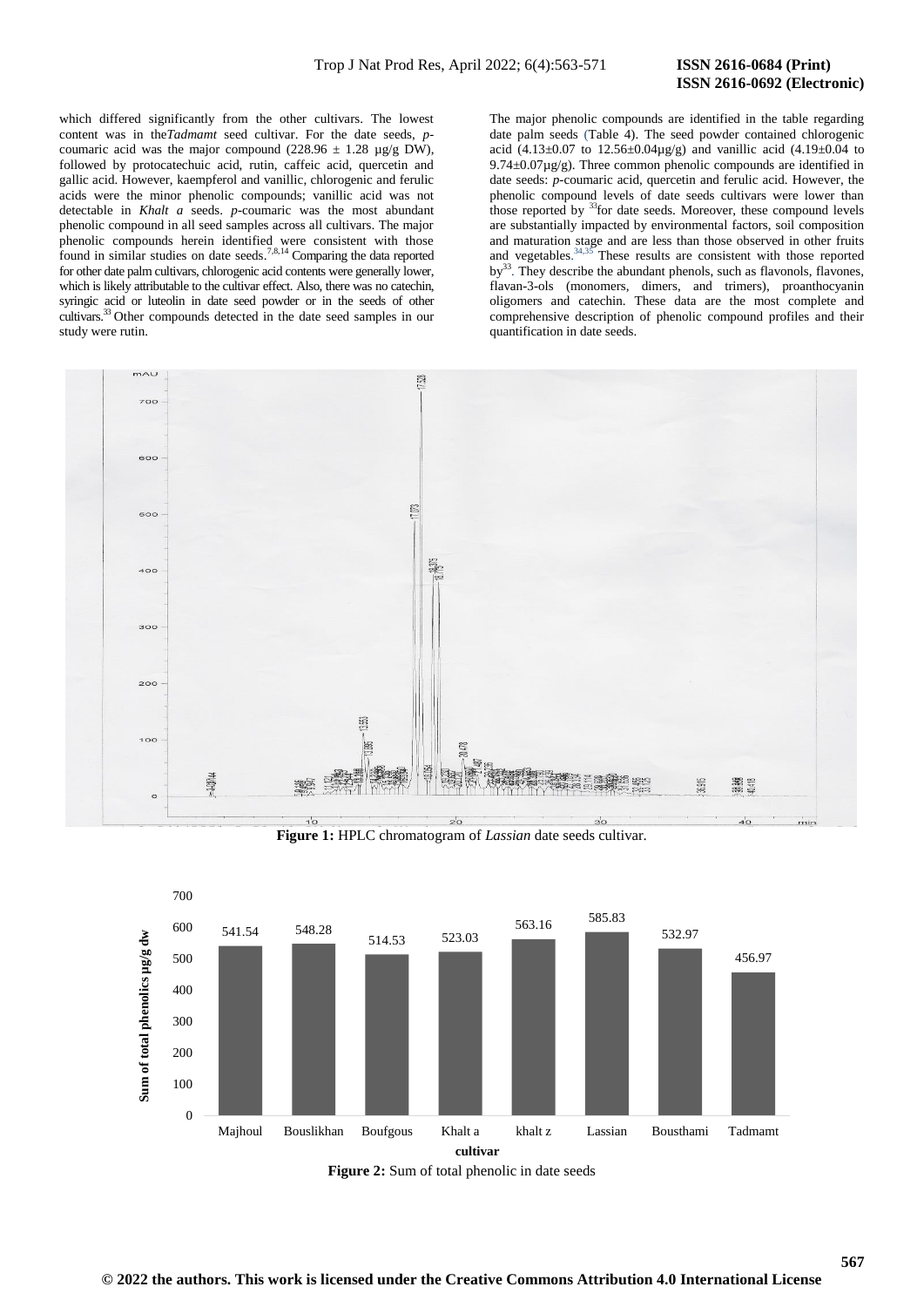which differed significantly from the other cultivars. The lowest content was in the*Tadmamt* seed cultivar. For the date seeds, *p*-coumaric acid was the major compound (228.96 ± 1.28 µg/g DW), followed by protocatechuic acid, rutin, caffeic acid, quercetin and gallic acid. However, kaempferol and vanillic, chlorogenic and ferulic acids were the minor phenolic compounds; vanillic acid was not detectable in *Khalt a* seeds. *p*-coumaric was the most abundant phenolic compound in all seed samples across all cultivars. The major phenolic compounds herein identified were consistent with those found in similar studies on date seeds.[7,8,14] Comparing the data reported for other date palm cultivars, chlorogenic acid contents were generally lower, which is likely attributable to the cultivar effect. Also, there was no catechin, syringic acid or luteolin in date seed powder or in the seeds of other cultivars.[33] Other compounds detected in the date seed samples in our study were rutin.

The major phenolic compounds are identified in the table regarding date palm seeds (Table 4). The seed powder contained chlorogenic acid (4.13±0.07 to 12.56±0.04µg/g) and vanillic acid (4.19±0.04 to 9.74±0.07µg/g). Three common phenolic compounds are identified in date seeds: *p*-coumaric acid, quercetin and ferulic acid. However, the phenolic compound levels of date seeds cultivars were lower than those reported by [33]for date seeds. Moreover, these compound levels are substantially impacted by environmental factors, soil composition and maturation stage and are less than those observed in other fruits and vegetables.[34,35] These results are consistent with those reported by[33]. They describe the abundant phenols, such as flavonols, flavones, flavan-3-ols (monomers, dimers, and trimers), proanthocyanin oligomers and catechin. These data are the most complete and comprehensive description of phenolic compound profiles and their quantification in date seeds.

**Figure 1:** HPLC chromatogram of *Lassian* date seeds cultivar.

| cultivar | Sum of total phenolics µg/g dw |
|---|---|
| Majhoul | 541.54 |
| Bouslikhan | 548.28 |
| Boufgous | 514.53 |
| Khalt a | 523.03 |
| khalt z | 563.16 |
| Lassian | 585.83 |
| Bousthami | 532.97 |
| Tadmamt | 456.97 |

**Figure 2:** Sum of total phenolic in date seeds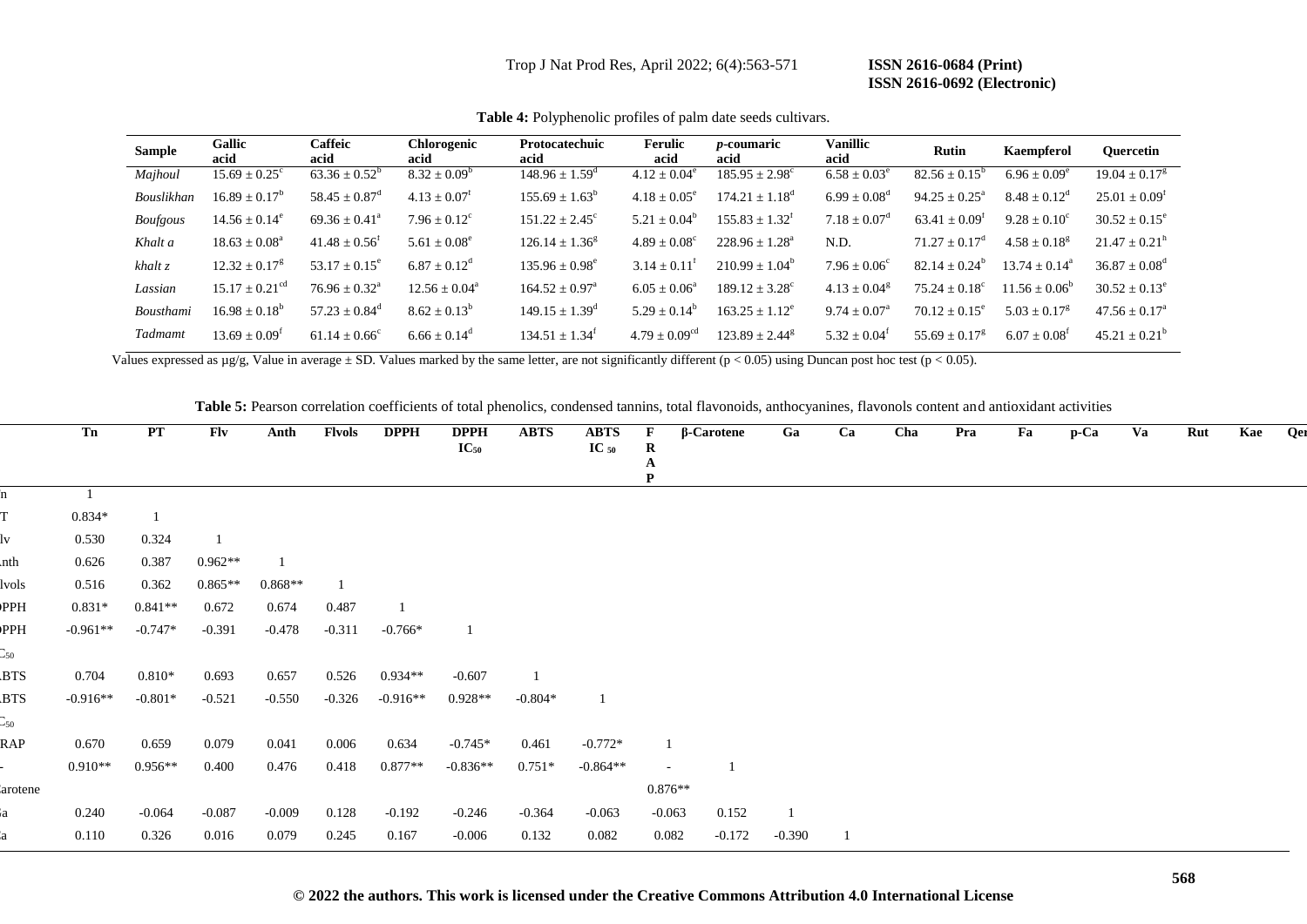**Table 4:** Polyphenolic profiles of palm date seeds cultivars.

| Sample | Gallic acid | Caffeic acid | Chlorogenic acid | Protocatechuic acid | Ferulic acid | *p*-coumaric acid | Vanillic acid | Rutin | Kaempferol | Quercetin |
|---|---|---|---|---|---|---|---|---|---|---|
| *Majhoul* | 15.69 ± 0.25[c] | 63.36 ± 0.52[b] | 8.32 ± 0.09[b] | 148.96 ± 1.59[d] | 4.12 ± 0.04[e] | 185.95 ± 2.98[c] | 6.58 ± 0.03[e] | 82.56 ± 0.15[b] | 6.96 ± 0.09[e] | 19.04 ± 0.17[g] |
| *Bouslikhan* | 16.89 ± 0.17[b] | 58.45 ± 0.87[d] | 4.13 ± 0.07[f] | 155.69 ± 1.63[b] | 4.18 ± 0.05[e] | 174.21 ± 1.18[d] | 6.99 ± 0.08[d] | 94.25 ± 0.25[a] | 8.48 ± 0.12[d] | 25.01 ± 0.09[f] |
| *Boufgous* | 14.56 ± 0.14[e] | 69.36 ± 0.41[a] | 7.96 ± 0.12[c] | 151.22 ± 2.45[c] | 5.21 ± 0.04[b] | 155.83 ± 1.32[f] | 7.18 ± 0.07[d] | 63.41 ± 0.09[f] | 9.28 ± 0.10[c] | 30.52 ± 0.15[e] |
| *Khalt a* | 18.63 ± 0.08[a] | 41.48 ± 0.56[f] | 5.61 ± 0.08[e] | 126.14 ± 1.36[g] | 4.89 ± 0.08[c] | 228.96 ± 1.28[a] | N.D. | 71.27 ± 0.17[d] | 4.58 ± 0.18[g] | 21.47 ± 0.21[h] |
| *khalt z* | 12.32 ± 0.17[g] | 53.17 ± 0.15[e] | 6.87 ± 0.12[d] | 135.96 ± 0.98[e] | 3.14 ± 0.11[f] | 210.99 ± 1.04[b] | 7.96 ± 0.06[c] | 82.14 ± 0.24[b] | 13.74 ± 0.14[a] | 36.87 ± 0.08[d] |
| *Lassian* | 15.17 ± 0.21[cd] | 76.96 ± 0.32[a] | 12.56 ± 0.04[a] | 164.52 ± 0.97[a] | 6.05 ± 0.06[a] | 189.12 ± 3.28[c] | 4.13 ± 0.04[g] | 75.24 ± 0.18[c] | 11.56 ± 0.06[b] | 30.52 ± 0.13[e] |
| *Bousthami* | 16.98 ± 0.18[b] | 57.23 ± 0.84[d] | 8.62 ± 0.13[b] | 149.15 ± 1.39[d] | 5.29 ± 0.14[b] | 163.25 ± 1.12[e] | 9.74 ± 0.07[a] | 70.12 ± 0.15[e] | 5.03 ± 0.17[g] | 47.56 ± 0.17[a] |
| *Tadmamt* | 13.69 ± 0.09[f] | 61.14 ± 0.66[c] | 6.66 ± 0.14[d] | 134.51 ± 1.34[f] | 4.79 ± 0.09[cd] | 123.89 ± 2.44[g] | 5.32 ± 0.04[f] | 55.69 ± 0.17[g] | 6.07 ± 0.08[f] | 45.21 ± 0.21[b] |

Values expressed as µg/g, Value in average ± SD. Values marked by the same letter, are not significantly different ($p < 0.05$) using Duncan post hoc test ($p < 0.05$).

**Table 5:** Pearson correlation coefficients of total phenolics, condensed tannins, total flavonoids, anthocyanines, flavonols content and antioxidant activities

| | Tn | PT | Flv | Anth | Flvols | DPPH | DPPH $IC_{50}$ | ABTS | ABTS $IC_{50}$ | FRAP | β-Carotene | Ga | Ca | Cha | Pra | Fa | p-Ca | Va | Rut | Kae | Qer |
|---|---|---|---|---|---|---|---|---|---|---|---|---|---|---|---|---|---|---|---|---|---|
| Tn | 1 | | | | | | | | | | | | | | | | | | | | |
| PT | 0.834* | 1 | | | | | | | | | | | | | | | | | | | |
| Flv | 0.530 | 0.324 | 1 | | | | | | | | | | | | | | | | | | |
| Anth | 0.626 | 0.387 | 0.962** | 1 | | | | | | | | | | | | | | | | | |
| Flvols | 0.516 | 0.362 | 0.865** | 0.868** | 1 | | | | | | | | | | | | | | | | |
| DPPH | 0.831* | 0.841** | 0.672 | 0.674 | 0.487 | 1 | | | | | | | | | | | | | | | |
| DPPH $IC_{50}$ | -0.961** | -0.747* | -0.391 | -0.478 | -0.311 | -0.766* | 1 | | | | | | | | | | | | | | |
| ABTS | 0.704 | 0.810* | 0.693 | 0.657 | 0.526 | 0.934** | -0.607 | 1 | | | | | | | | | | | | | |
| ABTS $IC_{50}$ | -0.916** | -0.801* | -0.521 | -0.550 | -0.326 | -0.916** | 0.928** | -0.804* | 1 | | | | | | | | | | | | |
| FRAP | 0.670 | 0.659 | 0.079 | 0.041 | 0.006 | 0.634 | -0.745* | 0.461 | -0.772* | 1 | | | | | | | | | | | |
| β-Carotene | 0.910** | 0.956** | 0.400 | 0.476 | 0.418 | 0.877** | -0.836** | 0.751* | -0.864** | -0.876** | 1 | | | | | | | | | | |
| Ga | 0.240 | -0.064 | -0.087 | -0.009 | 0.128 | -0.192 | -0.246 | -0.364 | -0.063 | -0.063 | 0.152 | 1 | | | | | | | | | |
| Ca | 0.110 | 0.326 | 0.016 | 0.079 | 0.245 | 0.167 | -0.006 | 0.132 | 0.082 | 0.082 | -0.172 | -0.390 | 1 | | | | | | | | |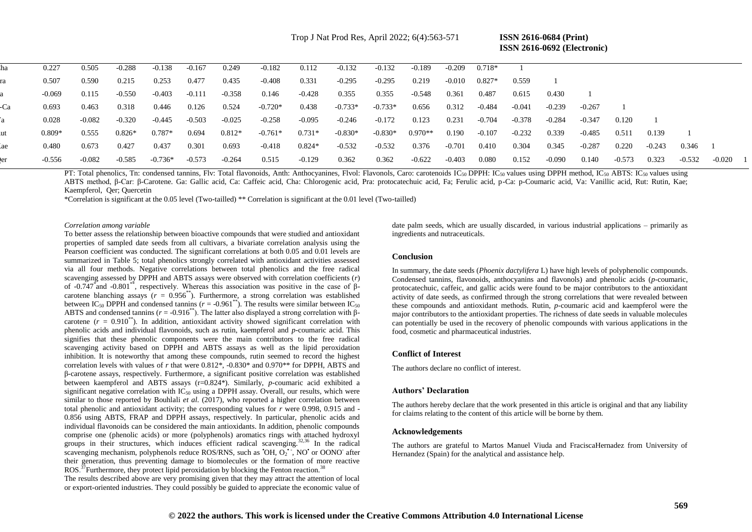| Cha | 0.227 | 0.505 | -0.288 | -0.138 | -0.167 | 0.249 | -0.182 | 0.112 | -0.132 | -0.132 | -0.189 | -0.209 | 0.718* | 1 | | | | | | | | |
|---|---|---|---|---|---|---|---|---|---|---|---|---|---|---|---|---|---|---|---|---|---|
| Pra | 0.507 | 0.590 | 0.215 | 0.253 | 0.477 | 0.435 | -0.408 | 0.331 | -0.295 | -0.295 | 0.219 | -0.010 | 0.827* | 0.559 | 1 | | | | | | |
| Fa | -0.069 | 0.115 | -0.550 | -0.403 | -0.111 | -0.358 | 0.146 | -0.428 | 0.355 | 0.355 | -0.548 | 0.361 | 0.487 | 0.615 | 0.430 | 1 | | | | | |
| p-Ca | 0.693 | 0.463 | 0.318 | 0.446 | 0.126 | 0.524 | -0.720* | 0.438 | -0.733* | -0.733* | 0.656 | 0.312 | -0.484 | -0.041 | -0.239 | -0.267 | 1 | | | | |
| Va | 0.028 | -0.082 | -0.320 | -0.445 | -0.503 | -0.025 | -0.258 | -0.095 | -0.246 | -0.172 | 0.123 | 0.231 | -0.704 | -0.378 | -0.284 | -0.347 | 0.120 | 1 | | | |
| Rut | 0.809* | 0.555 | 0.826* | 0.787* | 0.694 | 0.812* | -0.761* | 0.731* | -0.830* | -0.830* | 0.970** | 0.190 | -0.107 | -0.232 | 0.339 | -0.485 | 0.511 | 0.139 | 1 | | |
| Kae | 0.480 | 0.673 | 0.427 | 0.437 | 0.301 | 0.693 | -0.418 | 0.824* | -0.532 | -0.532 | 0.376 | -0.701 | 0.410 | 0.304 | 0.345 | -0.287 | 0.220 | -0.243 | 0.346 | 1 | |
| Qer | -0.556 | -0.082 | -0.585 | -0.736* | -0.573 | -0.264 | 0.515 | -0.129 | 0.362 | 0.362 | -0.622 | -0.403 | 0.080 | 0.152 | -0.090 | 0.140 | -0.573 | 0.323 | -0.532 | -0.020 | 1 |

PT: Total phenolics, Tn: condensed tannins, Flv: Total flavonoids, Anth: Anthocyanines, Flvol: Flavonols, Caro: carotenoids $IC_{50}$ DPPH: $IC_{50}$ values using DPPH method, $IC_{50}$ ABTS: $IC_{50}$ values using ABTS method, β-Car: β-Carotene. Ga: Gallic acid, Ca: Caffeic acid, Cha: Chlorogenic acid, Pra: protocatechuic acid, Fa; Ferulic acid, p-Ca: p-Coumaric acid, Va: Vanillic acid, Rut: Rutin, Kae; Kaempferol, Qer; Quercetin

*Correlation is significant at the 0.05 level (Two-tailled) ** Correlation is significant at the 0.01 level (Two-tailled)

*Correlation among variable*

To better assess the relationship between bioactive compounds that were studied and antioxidant properties of sampled date seeds from all cultivars, a bivariate correlation analysis using the Pearson coefficient was conducted. The significant correlations at both 0.05 and 0.01 levels are summarized in Table 5; total phenolics strongly correlated with antioxidant activities assessed via all four methods. Negative correlations between total phenolics and the free radical scavenging assessed by DPPH and ABTS assays were observed with correlation coefficients (*r*) of -0.747* and -0.801**, respectively. Whereas this association was positive in the case of β-carotene blanching assays ($r$ = 0.956**). Furthermore, a strong correlation was established between $IC_{50}$ DPPH and condensed tannins ($r$ = -0.961**). The results were similar between $IC_{50}$ ABTS and condensed tannins ($r$ = -0.916**). The latter also displayed a strong correlation with β-carotene ($r$ = 0.910**). In addition, antioxidant activity showed significant correlation with phenolic acids and individual flavonoids, such as rutin, kaempferol and *p*-coumaric acid. This signifies that these phenolic components were the main contributors to the free radical scavenging activity based on DPPH and ABTS assays as well as the lipid peroxidation inhibition. It is noteworthy that among these compounds, rutin seemed to record the highest correlation levels with values of *r* that were 0.812*, -0.830* and 0.970** for DPPH, ABTS and β-carotene assays, respectively. Furthermore, a significant positive correlation was established between kaempferol and ABTS assays (r=0.824*). Similarly, *p*-coumaric acid exhibited a significant negative correlation with $IC_{50}$ using a DPPH assay. Overall, our results, which were similar to those reported by Bouhlali *et al.* (2017), who reported a higher correlation between total phenolic and antioxidant activity; the corresponding values for *r* were 0.998, 0.915 and -0.856 using ABTS, FRAP and DPPH assays, respectively. In particular, phenolic acids and individual flavonoids can be considered the main antioxidants. In addition, phenolic compounds comprise one (phenolic acids) or more (polyphenols) aromatics rings with attached hydroxyl groups in their structures, which induces efficient radical scavenging.[32,36] In the radical scavenging mechanism, polyphenols reduce ROS/RNS, such as $^{\bullet}OH$, $O_2^{\bullet -}$, $NO^{\bullet}$ or $OONO^-$ after their generation, thus preventing damage to biomolecules or the formation of more reactive ROS.[37] Furthermore, they protect lipid peroxidation by blocking the Fenton reaction.[38]

The results described above are very promising given that they may attract the attention of local or export-oriented industries. They could possibly be guided to appreciate the economic value of date palm seeds, which are usually discarded, in various industrial applications – primarily as ingredients and nutraceuticals.

## Conclusion

In summary, the date seeds (*Phoenix dactylifera* L) have high levels of polyphenolic compounds. Condensed tannins, flavonoids, anthocyanins and flavonols) and phenolic acids (*p*-coumaric, protocatechuic, caffeic, and gallic acids were found to be major contributors to the antioxidant activity of date seeds, as confirmed through the strong correlations that were revealed between these compounds and antioxidant methods. Rutin, *p*-coumaric acid and kaempferol were the major contributors to the antioxidant properties. The richness of date seeds in valuable molecules can potentially be used in the recovery of phenolic compounds with various applications in the food, cosmetic and pharmaceutical industries.

## Conflict of Interest

The authors declare no conflict of interest.

## Authors' Declaration

The authors hereby declare that the work presented in this article is original and that any liability for claims relating to the content of this article will be borne by them.

## Acknowledgements

The authors are grateful to Martos Manuel Viuda and FraciscaHernadez from University of Hernandez (Spain) for the analytical and assistance help.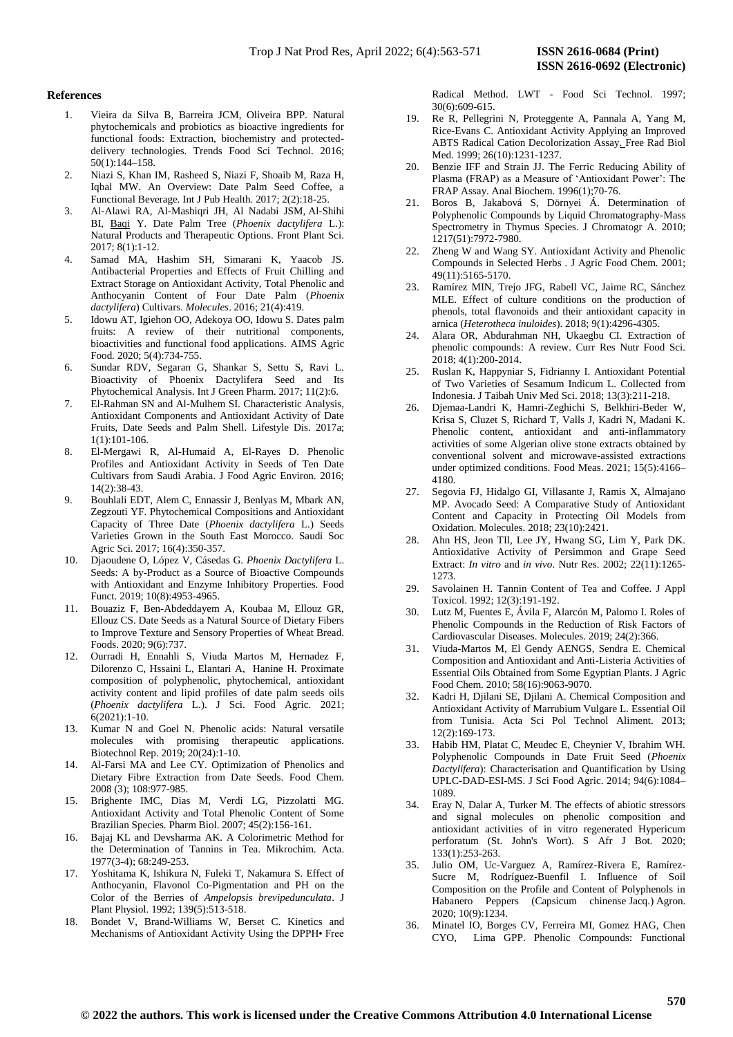## References

1. Vieira da Silva B, Barreira JCM, Oliveira BPP. Natural phytochemicals and probiotics as bioactive ingredients for functional foods: Extraction, biochemistry and protected-delivery technologies. Trends Food Sci Technol. 2016; 50(1):144–158.
2. Niazi S, Khan IM, Rasheed S, Niazi F, Shoaib M, Raza H, Iqbal MW. An Overview: Date Palm Seed Coffee, a Functional Beverage. Int J Pub Health. 2017; 2(2):18-25.
3. Al-Alawi RA, Al-Mashiqri JH, Al Nadabi JSM, Al-Shihi BI, Baqi Y. Date Palm Tree (*Phoenix dactylifera* L.): Natural Products and Therapeutic Options. Front Plant Sci. 2017; 8(1):1-12.
4. Samad MA, Hashim SH, Simarani K, Yaacob JS. Antibacterial Properties and Effects of Fruit Chilling and Extract Storage on Antioxidant Activity, Total Phenolic and Anthocyanin Content of Four Date Palm (*Phoenix dactylifera*) Cultivars. *Molecules*. 2016; 21(4):419.
5. Idowu AT, Igiehon OO, Adekoya OO, Idowu S. Dates palm fruits: A review of their nutritional components, bioactivities and functional food applications. AIMS Agric Food. 2020; 5(4):734-755.
6. Sundar RDV, Segaran G, Shankar S, Settu S, Ravi L. Bioactivity of Phoenix Dactylifera Seed and Its Phytochemical Analysis. Int J Green Pharm. 2017; 11(2):6.
7. El-Rahman SN and Al-Mulhem SI. Characteristic Analysis, Antioxidant Components and Antioxidant Activity of Date Fruits, Date Seeds and Palm Shell. Lifestyle Dis. 2017a; 1(1):101-106.
8. El-Mergawi R, Al-Humaid A, El-Rayes D. Phenolic Profiles and Antioxidant Activity in Seeds of Ten Date Cultivars from Saudi Arabia. J Food Agric Environ. 2016; 14(2):38-43.
9. Bouhlali EDT, Alem C, Ennassir J, Benlyas M, Mbark AN, Zegzouti YF. Phytochemical Compositions and Antioxidant Capacity of Three Date (*Phoenix dactylifera* L.) Seeds Varieties Grown in the South East Morocco. Saudi Soc Agric Sci. 2017; 16(4):350-357.
10. Djaoudene O, López V, Cásedas G. *Phoenix Dactylifera* L. Seeds: A by-Product as a Source of Bioactive Compounds with Antioxidant and Enzyme Inhibitory Properties. Food Funct. 2019; 10(8):4953-4965.
11. Bouaziz F, Ben-Abdeddayem A, Koubaa M, Ellouz GR, Ellouz CS. Date Seeds as a Natural Source of Dietary Fibers to Improve Texture and Sensory Properties of Wheat Bread. Foods. 2020; 9(6):737.
12. Ourradi H, Ennahli S, Viuda Martos M, Hernadez F, Dilorenzo C, Hssaini L, Elantari A, Hanine H. Proximate composition of polyphenolic, phytochemical, antioxidant activity content and lipid profiles of date palm seeds oils (*Phoenix dactylifera* L.). J Sci. Food Agric. 2021; 6(2021):1-10.
13. Kumar N and Goel N. Phenolic acids: Natural versatile molecules with promising therapeutic applications. Biotechnol Rep. 2019; 20(24):1-10.
14. Al-Farsi MA and Lee CY. Optimization of Phenolics and Dietary Fibre Extraction from Date Seeds. Food Chem. 2008 (3); 108:977-985.
15. Brighente IMC, Dias M, Verdi LG, Pizzolatti MG. Antioxidant Activity and Total Phenolic Content of Some Brazilian Species. Pharm Biol. 2007; 45(2):156-161.
16. Bajaj KL and Devsharma AK. A Colorimetric Method for the Determination of Tannins in Tea. Mikrochim. Acta. 1977(3-4); 68:249-253.
17. Yoshitama K, Ishikura N, Fuleki T, Nakamura S. Effect of Anthocyanin, Flavonol Co-Pigmentation and PH on the Color of the Berries of *Ampelopsis brevipedunculata*. J Plant Physiol. 1992; 139(5):513-518.
18. Bondet V, Brand-Williams W, Berset C. Kinetics and Mechanisms of Antioxidant Activity Using the DPPH• Free Radical Method. LWT - Food Sci Technol. 1997; 30(6):609-615.
19. Re R, Pellegrini N, Proteggente A, Pannala A, Yang M, Rice-Evans C. Antioxidant Activity Applying an Improved ABTS Radical Cation Decolorization Assay. Free Rad Biol Med. 1999; 26(10):1231-1237.
20. Benzie IFF and Strain JJ. The Ferric Reducing Ability of Plasma (FRAP) as a Measure of 'Antioxidant Power': The FRAP Assay. Anal Biochem. 1996(1);70-76.
21. Boros B, Jakabová S, Dörnyei Á. Determination of Polyphenolic Compounds by Liquid Chromatography-Mass Spectrometry in Thymus Species. J Chromatogr A. 2010; 1217(51):7972-7980.
22. Zheng W and Wang SY. Antioxidant Activity and Phenolic Compounds in Selected Herbs . J Agric Food Chem. 2001; 49(11):5165-5170.
23. Ramírez MIN, Trejo JFG, Rabell VC, Jaime RC, Sánchez MLE. Effect of culture conditions on the production of phenols, total flavonoids and their antioxidant capacity in arnica (*Heterotheca inuloides*). 2018; 9(1):4296-4305.
24. Alara OR, Abdurahman NH, Ukaegbu CI. Extraction of phenolic compounds: A review. Curr Res Nutr Food Sci. 2018; 4(1):200-2014.
25. Ruslan K, Happyniar S, Fidrianny I. Antioxidant Potential of Two Varieties of Sesamum Indicum L. Collected from Indonesia. J Taibah Univ Med Sci. 2018; 13(3):211-218.
26. Djemaa-Landri K, Hamri-Zeghichi S, Belkhiri-Beder W, Krisa S, Cluzet S, Richard T, Valls J, Kadri N, Madani K. Phenolic content, antioxidant and anti-inflammatory activities of some Algerian olive stone extracts obtained by conventional solvent and microwave-assisted extractions under optimized conditions. Food Meas. 2021; 15(5):4166–4180.
27. Segovia FJ, Hidalgo GI, Villasante J, Ramis X, Almajano MP. Avocado Seed: A Comparative Study of Antioxidant Content and Capacity in Protecting Oil Models from Oxidation. Molecules. 2018; 23(10):2421.
28. Ahn HS, Jeon TIl, Lee JY, Hwang SG, Lim Y, Park DK. Antioxidative Activity of Persimmon and Grape Seed Extract: *In vitro* and *in vivo*. Nutr Res. 2002; 22(11):1265-1273.
29. Savolainen H. Tannin Content of Tea and Coffee. J Appl Toxicol. 1992; 12(3):191-192.
30. Lutz M, Fuentes E, Ávila F, Alarcón M, Palomo I. Roles of Phenolic Compounds in the Reduction of Risk Factors of Cardiovascular Diseases. Molecules. 2019; 24(2):366.
31. Viuda-Martos M, El Gendy AENGS, Sendra E. Chemical Composition and Antioxidant and Anti-Listeria Activities of Essential Oils Obtained from Some Egyptian Plants. J Agric Food Chem. 2010; 58(16):9063-9070.
32. Kadri H, Djilani SE, Djilani A. Chemical Composition and Antioxidant Activity of Marrubium Vulgare L. Essential Oil from Tunisia. Acta Sci Pol Technol Aliment. 2013; 12(2):169-173.
33. Habib HM, Platat C, Meudec E, Cheynier V, Ibrahim WH. Polyphenolic Compounds in Date Fruit Seed (*Phoenix Dactylifera*): Characterisation and Quantification by Using UPLC-DAD-ESI-MS. J Sci Food Agric. 2014; 94(6):1084–1089.
34. Eray N, Dalar A, Turker M. The effects of abiotic stressors and signal molecules on phenolic composition and antioxidant activities of in vitro regenerated Hypericum perforatum (St. John's Wort). S Afr J Bot. 2020; 133(1):253-263.
35. Julio OM, Uc-Varguez A, Ramírez-Rivera E, Ramírez-Sucre M, Rodríguez-Buenfil I. Influence of Soil Composition on the Profile and Content of Polyphenols in Habanero Peppers (Capsicum chinense Jacq.) Agron. 2020; 10(9):1234.
36. Minatel IO, Borges CV, Ferreira MI, Gomez HAG, Chen CYO, Lima GPP. Phenolic Compounds: Functional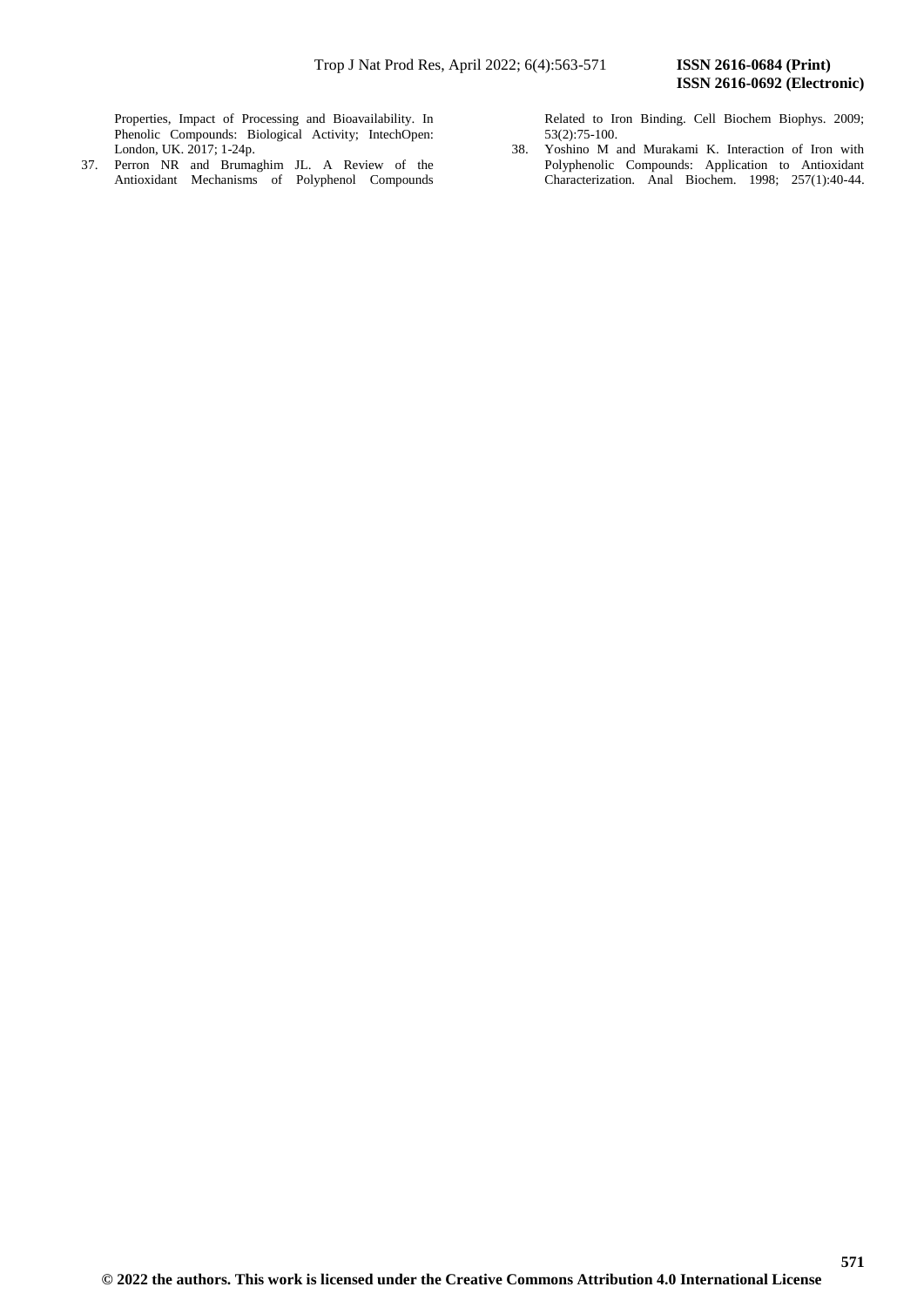Properties, Impact of Processing and Bioavailability. In Phenolic Compounds: Biological Activity; IntechOpen: London, UK. 2017; 1-24p.

37. Perron NR and Brumaghim JL. A Review of the Antioxidant Mechanisms of Polyphenol Compounds Related to Iron Binding. Cell Biochem Biophys. 2009; 53(2):75-100.
38. Yoshino M and Murakami K. Interaction of Iron with Polyphenolic Compounds: Application to Antioxidant Characterization. Anal Biochem. 1998; 257(1):40-44.

**© 2022 the authors. This work is licensed under the Creative Commons Attribution 4.0 International License**